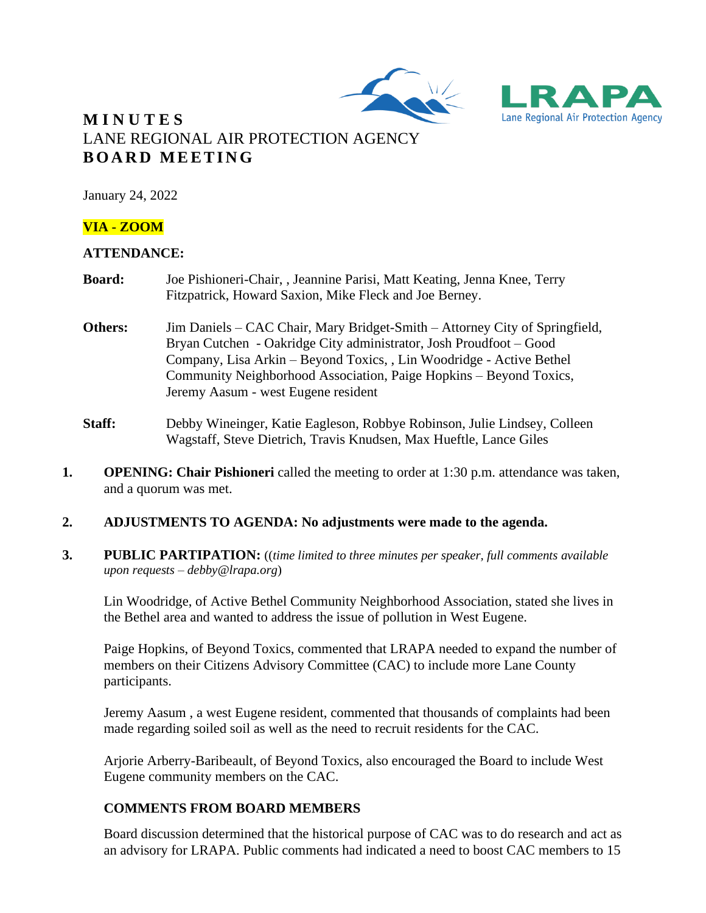# M I N U T E S
## LANE REGIONAL AIR PROTECTION AGENCY
## B O A R D  M E E T I N G

January 24, 2022

**VIA - ZOOM**

**ATTENDANCE:**

**Board:** Joe Pishioneri-Chair, , Jeannine Parisi, Matt Keating, Jenna Knee, Terry Fitzpatrick, Howard Saxion, Mike Fleck and Joe Berney.

**Others:** Jim Daniels – CAC Chair, Mary Bridget-Smith – Attorney City of Springfield, Bryan Cutchen - Oakridge City administrator, Josh Proudfoot – Good Company, Lisa Arkin – Beyond Toxics, , Lin Woodridge - Active Bethel Community Neighborhood Association, Paige Hopkins – Beyond Toxics, Jeremy Aasum - west Eugene resident

**Staff:** Debby Wineinger, Katie Eagleson, Robbye Robinson, Julie Lindsey, Colleen Wagstaff, Steve Dietrich, Travis Knudsen, Max Hueftle, Lance Giles

1. **OPENING: Chair Pishioneri** called the meeting to order at 1:30 p.m. attendance was taken, and a quorum was met.

2. **ADJUSTMENTS TO AGENDA: No adjustments were made to the agenda.**

3. **PUBLIC PARTIPATION:** ((*time limited to three minutes per speaker, full comments available upon requests – debby@lrapa.org*)

   Lin Woodridge, of Active Bethel Community Neighborhood Association, stated she lives in the Bethel area and wanted to address the issue of pollution in West Eugene.

   Paige Hopkins, of Beyond Toxics, commented that LRAPA needed to expand the number of members on their Citizens Advisory Committee (CAC) to include more Lane County participants.

   Jeremy Aasum , a west Eugene resident, commented that thousands of complaints had been made regarding soiled soil as well as the need to recruit residents for the CAC.

   Arjorie Arberry-Baribeault, of Beyond Toxics, also encouraged the Board to include West Eugene community members on the CAC.

   **COMMENTS FROM BOARD MEMBERS**

   Board discussion determined that the historical purpose of CAC was to do research and act as an advisory for LRAPA. Public comments had indicated a need to boost CAC members to 15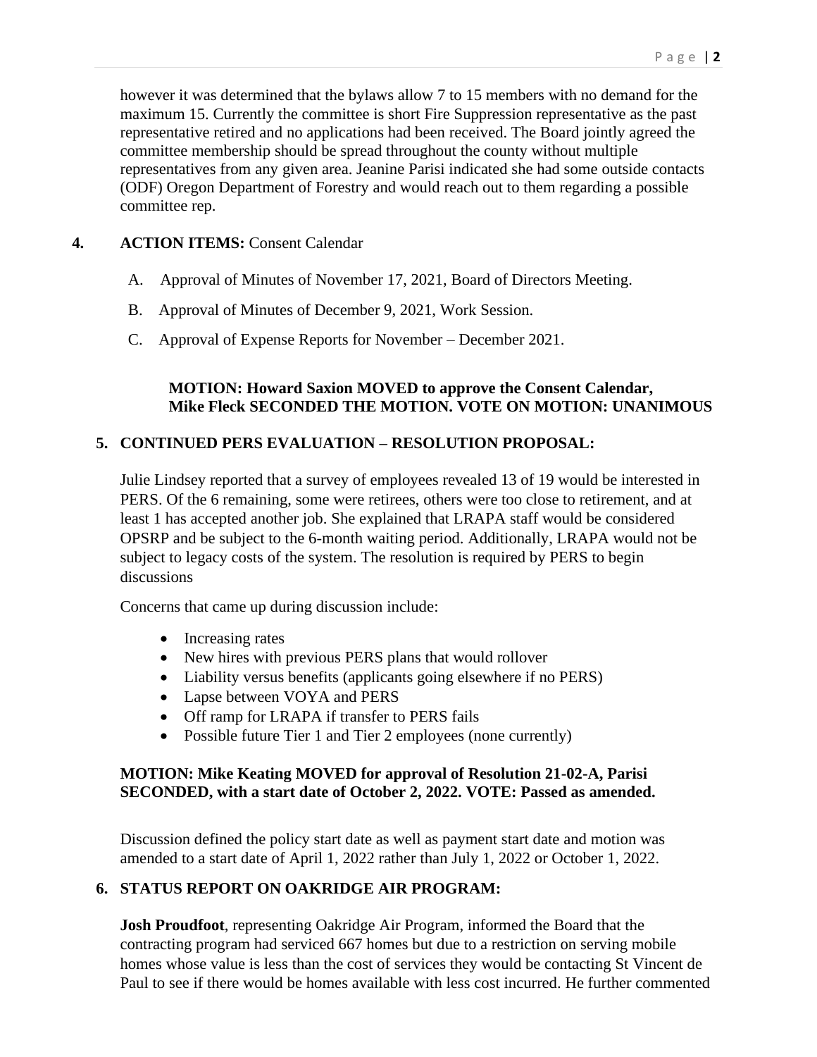however it was determined that the bylaws allow 7 to 15 members with no demand for the maximum 15. Currently the committee is short Fire Suppression representative as the past representative retired and no applications had been received. The Board jointly agreed the committee membership should be spread throughout the county without multiple representatives from any given area. Jeanine Parisi indicated she had some outside contacts (ODF) Oregon Department of Forestry and would reach out to them regarding a possible committee rep.

**4. ACTION ITEMS:** Consent Calendar

A. Approval of Minutes of November 17, 2021, Board of Directors Meeting.

B. Approval of Minutes of December 9, 2021, Work Session.

C. Approval of Expense Reports for November – December 2021.

**MOTION: Howard Saxion MOVED to approve the Consent Calendar, Mike Fleck SECONDED THE MOTION. VOTE ON MOTION: UNANIMOUS**

**5. CONTINUED PERS EVALUATION – RESOLUTION PROPOSAL:**

Julie Lindsey reported that a survey of employees revealed 13 of 19 would be interested in PERS. Of the 6 remaining, some were retirees, others were too close to retirement, and at least 1 has accepted another job. She explained that LRAPA staff would be considered OPSRP and be subject to the 6-month waiting period. Additionally, LRAPA would not be subject to legacy costs of the system. The resolution is required by PERS to begin discussions

Concerns that came up during discussion include:

- Increasing rates
- New hires with previous PERS plans that would rollover
- Liability versus benefits (applicants going elsewhere if no PERS)
- Lapse between VOYA and PERS
- Off ramp for LRAPA if transfer to PERS fails
- Possible future Tier 1 and Tier 2 employees (none currently)

**MOTION: Mike Keating MOVED for approval of Resolution 21-02-A, Parisi SECONDED, with a start date of October 2, 2022. VOTE: Passed as amended.**

Discussion defined the policy start date as well as payment start date and motion was amended to a start date of April 1, 2022 rather than July 1, 2022 or October 1, 2022.

**6. STATUS REPORT ON OAKRIDGE AIR PROGRAM:**

**Josh Proudfoot**, representing Oakridge Air Program, informed the Board that the contracting program had serviced 667 homes but due to a restriction on serving mobile homes whose value is less than the cost of services they would be contacting St Vincent de Paul to see if there would be homes available with less cost incurred. He further commented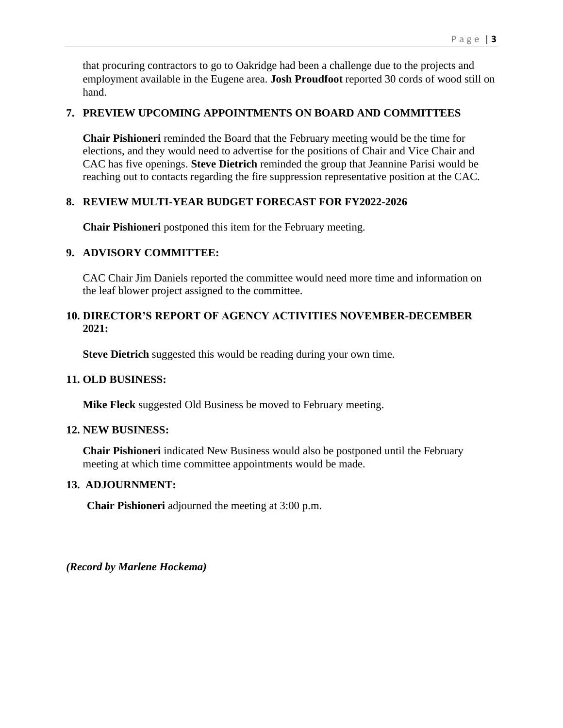that procuring contractors to go to Oakridge had been a challenge due to the projects and employment available in the Eugene area. **Josh Proudfoot** reported 30 cords of wood still on hand.

## 7. PREVIEW UPCOMING APPOINTMENTS ON BOARD AND COMMITTEES

**Chair Pishioneri** reminded the Board that the February meeting would be the time for elections, and they would need to advertise for the positions of Chair and Vice Chair and CAC has five openings. **Steve Dietrich** reminded the group that Jeannine Parisi would be reaching out to contacts regarding the fire suppression representative position at the CAC.

## 8. REVIEW MULTI-YEAR BUDGET FORECAST FOR FY2022-2026

**Chair Pishioneri** postponed this item for the February meeting.

## 9. ADVISORY COMMITTEE:

CAC Chair Jim Daniels reported the committee would need more time and information on the leaf blower project assigned to the committee.

## 10. DIRECTOR'S REPORT OF AGENCY ACTIVITIES NOVEMBER-DECEMBER 2021:

**Steve Dietrich** suggested this would be reading during your own time.

## 11. OLD BUSINESS:

**Mike Fleck** suggested Old Business be moved to February meeting.

## 12. NEW BUSINESS:

**Chair Pishioneri** indicated New Business would also be postponed until the February meeting at which time committee appointments would be made.

## 13. ADJOURNMENT:

**Chair Pishioneri** adjourned the meeting at 3:00 p.m.

***(Record by Marlene Hockema)***